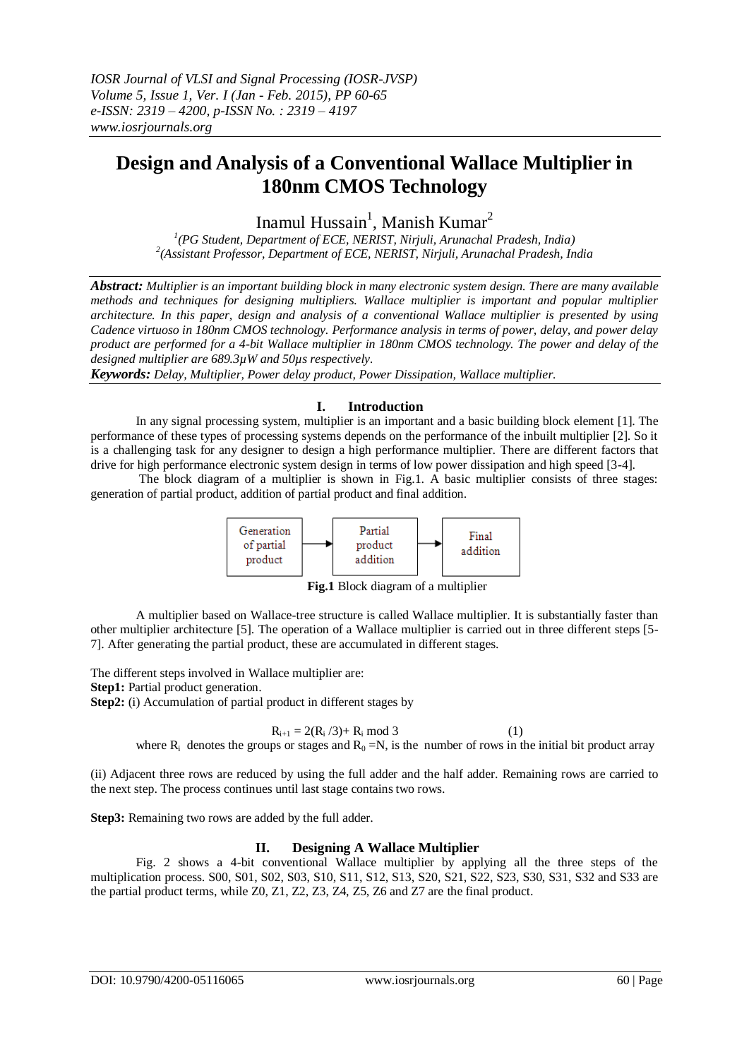# Design and Analysis of a Conventional Wallace Multiplier in 180nm CMOS Technology

Inamul Hussain[1], Manish Kumar[2]

[1](PG Student, Department of ECE, NERIST, Nirjuli, Arunachal Pradesh, India)
[2](Assistant Professor, Department of ECE, NERIST, Nirjuli, Arunachal Pradesh, India

***Abstract:*** *Multiplier is an important building block in many electronic system design. There are many available methods and techniques for designing multipliers. Wallace multiplier is important and popular multiplier architecture. In this paper, design and analysis of a conventional Wallace multiplier is presented by using Cadence virtuoso in 180nm CMOS technology. Performance analysis in terms of power, delay, and power delay product are performed for a 4-bit Wallace multiplier in 180nm CMOS technology. The power and delay of the designed multiplier are 689.3µW and 50µs respectively.*

***Keywords:*** *Delay, Multiplier, Power delay product, Power Dissipation, Wallace multiplier.*

## I. Introduction

In any signal processing system, multiplier is an important and a basic building block element [1]. The performance of these types of processing systems depends on the performance of the inbuilt multiplier [2]. So it is a challenging task for any designer to design a high performance multiplier. There are different factors that drive for high performance electronic system design in terms of low power dissipation and high speed [3-4].

The block diagram of a multiplier is shown in Fig.1. A basic multiplier consists of three stages: generation of partial product, addition of partial product and final addition.

Generation of partial product → Partial product addition → Final addition

**Fig.1** Block diagram of a multiplier

A multiplier based on Wallace-tree structure is called Wallace multiplier. It is substantially faster than other multiplier architecture [5]. The operation of a Wallace multiplier is carried out in three different steps [5-7]. After generating the partial product, these are accumulated in different stages.

The different steps involved in Wallace multiplier are:

**Step1:** Partial product generation.

**Step2:** (i) Accumulation of partial product in different stages by

$$R_{i+1} = 2(R_i /3) + R_i \bmod 3 \qquad (1)$$

where $R_i$ denotes the groups or stages and $R_0 = N$, is the number of rows in the initial bit product array

(ii) Adjacent three rows are reduced by using the full adder and the half adder. Remaining rows are carried to the next step. The process continues until last stage contains two rows.

**Step3:** Remaining two rows are added by the full adder.

## II. Designing A Wallace Multiplier

Fig. 2 shows a 4-bit conventional Wallace multiplier by applying all the three steps of the multiplication process. S00, S01, S02, S03, S10, S11, S12, S13, S20, S21, S22, S23, S30, S31, S32 and S33 are the partial product terms, while Z0, Z1, Z2, Z3, Z4, Z5, Z6 and Z7 are the final product.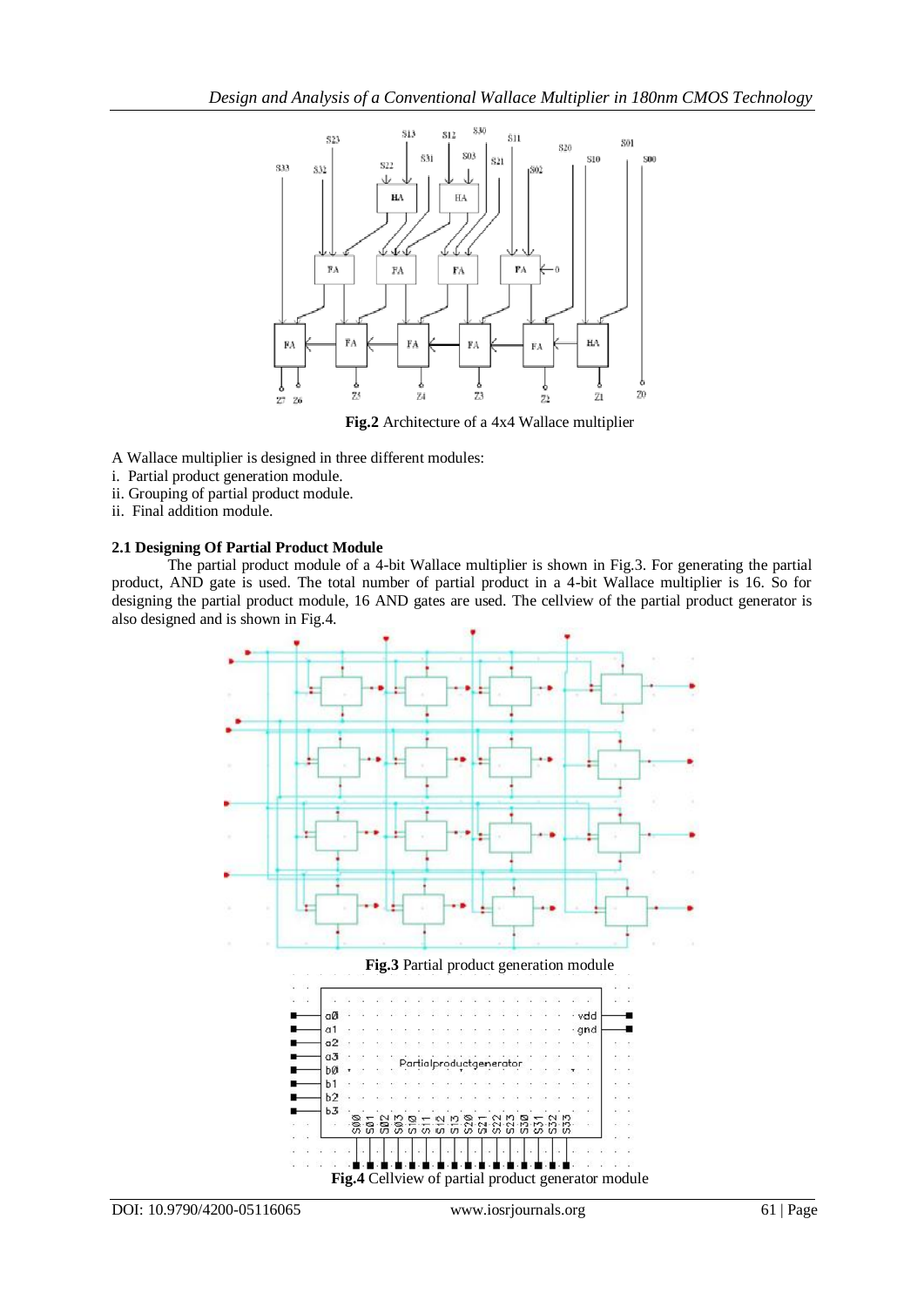**Fig.2** Architecture of a 4x4 Wallace multiplier

A Wallace multiplier is designed in three different modules:

i. Partial product generation module.
ii. Grouping of partial product module.
ii. Final addition module.

### 2.1 Designing Of Partial Product Module

The partial product module of a 4-bit Wallace multiplier is shown in Fig.3. For generating the partial product, AND gate is used. The total number of partial product in a 4-bit Wallace multiplier is 16. So for designing the partial product module, 16 AND gates are used. The cellview of the partial product generator is also designed and is shown in Fig.4.

**Fig.3** Partial product generation module

**Fig.4** Cellview of partial product generator module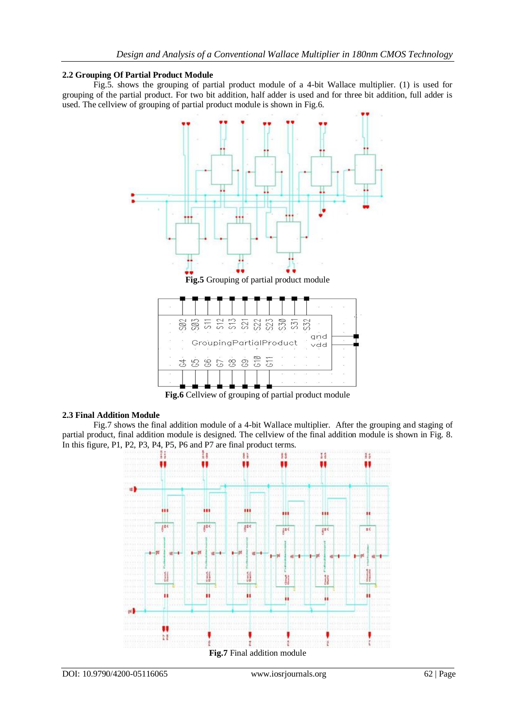### 2.2 Grouping Of Partial Product Module

Fig.5. shows the grouping of partial product module of a 4-bit Wallace multiplier. (1) is used for grouping of the partial product. For two bit addition, half adder is used and for three bit addition, full adder is used. The cellview of grouping of partial product module is shown in Fig.6.

**Fig.5** Grouping of partial product module

**Fig.6** Cellview of grouping of partial product module

### 2.3 Final Addition Module

Fig.7 shows the final addition module of a 4-bit Wallace multiplier. After the grouping and staging of partial product, final addition module is designed. The cellview of the final addition module is shown in Fig. 8. In this figure, P1, P2, P3, P4, P5, P6 and P7 are final product terms.

**Fig.7** Final addition module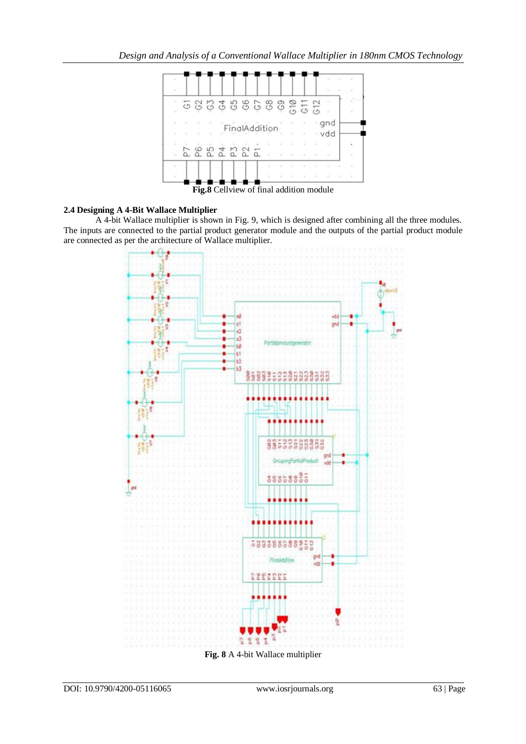**Fig.8** Cellview of final addition module

### 2.4 Designing A 4-Bit Wallace Multiplier

A 4-bit Wallace multiplier is shown in Fig. 9, which is designed after combining all the three modules. The inputs are connected to the partial product generator module and the outputs of the partial product module are connected as per the architecture of Wallace multiplier.

**Fig. 8** A 4-bit Wallace multiplier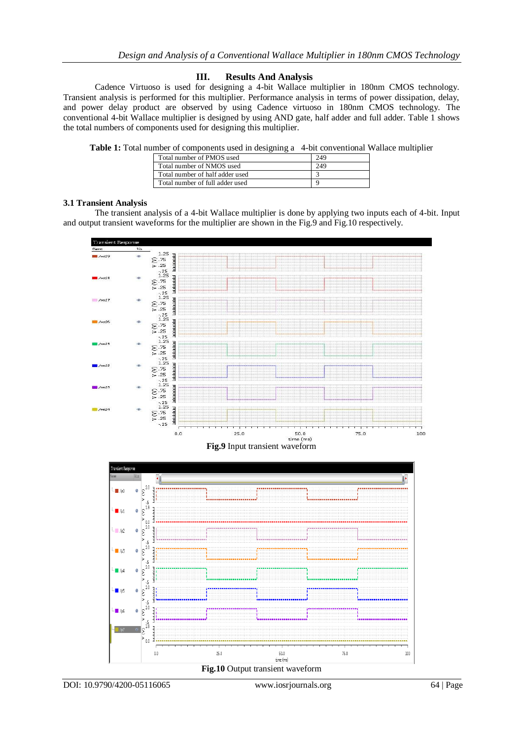## III. Results And Analysis

Cadence Virtuoso is used for designing a 4-bit Wallace multiplier in 180nm CMOS technology. Transient analysis is performed for this multiplier. Performance analysis in terms of power dissipation, delay, and power delay product are observed by using Cadence virtuoso in 180nm CMOS technology. The conventional 4-bit Wallace multiplier is designed by using AND gate, half adder and full adder. Table 1 shows the total numbers of components used for designing this multiplier.

**Table 1:** Total number of components used in designing a 4-bit conventional Wallace multiplier

| Total number of PMOS used | 249 |
|---|---|
| Total number of NMOS used | 249 |
| Total number of half adder used | 3 |
| Total number of full adder used | 9 |

### 3.1 Transient Analysis

The transient analysis of a 4-bit Wallace multiplier is done by applying two inputs each of 4-bit. Input and output transient waveforms for the multiplier are shown in the Fig.9 and Fig.10 respectively.

**Fig.9** Input transient waveform

**Fig.10** Output transient waveform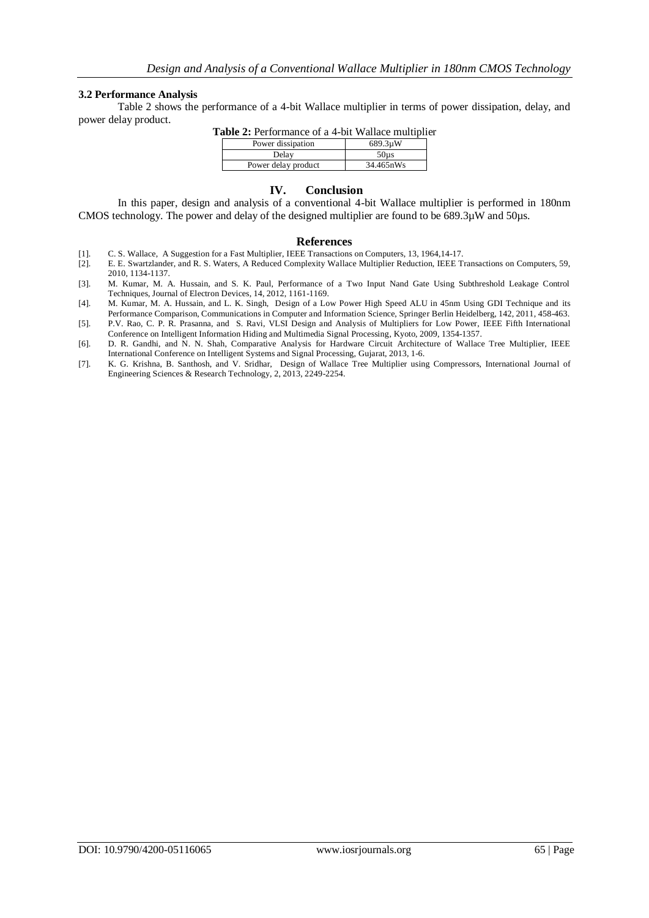### 3.2 Performance Analysis

Table 2 shows the performance of a 4-bit Wallace multiplier in terms of power dissipation, delay, and power delay product.

**Table 2:** Performance of a 4-bit Wallace multiplier

| | |
|---|---|
| Power dissipation | 689.3μW |
| Delay | 50μs |
| Power delay product | 34.465nWs |

## IV. Conclusion

In this paper, design and analysis of a conventional 4-bit Wallace multiplier is performed in 180nm CMOS technology. The power and delay of the designed multiplier are found to be 689.3μW and 50μs.

## References

[1]. C. S. Wallace, A Suggestion for a Fast Multiplier, IEEE Transactions on Computers, 13, 1964,14-17.

[2]. E. E. Swartzlander, and R. S. Waters, A Reduced Complexity Wallace Multiplier Reduction, IEEE Transactions on Computers, 59, 2010, 1134-1137.

[3]. M. Kumar, M. A. Hussain, and S. K. Paul, Performance of a Two Input Nand Gate Using Subthreshold Leakage Control Techniques, Journal of Electron Devices, 14, 2012, 1161-1169.

[4]. M. Kumar, M. A. Hussain, and L. K. Singh, Design of a Low Power High Speed ALU in 45nm Using GDI Technique and its Performance Comparison, Communications in Computer and Information Science, Springer Berlin Heidelberg, 142, 2011, 458-463.

[5]. P.V. Rao, C. P. R. Prasanna, and S. Ravi, VLSI Design and Analysis of Multipliers for Low Power, IEEE Fifth International Conference on Intelligent Information Hiding and Multimedia Signal Processing, Kyoto, 2009, 1354-1357.

[6]. D. R. Gandhi, and N. N. Shah, Comparative Analysis for Hardware Circuit Architecture of Wallace Tree Multiplier, IEEE International Conference on Intelligent Systems and Signal Processing, Gujarat, 2013, 1-6.

[7]. K. G. Krishna, B. Santhosh, and V. Sridhar, Design of Wallace Tree Multiplier using Compressors, International Journal of Engineering Sciences & Research Technology, 2, 2013, 2249-2254.